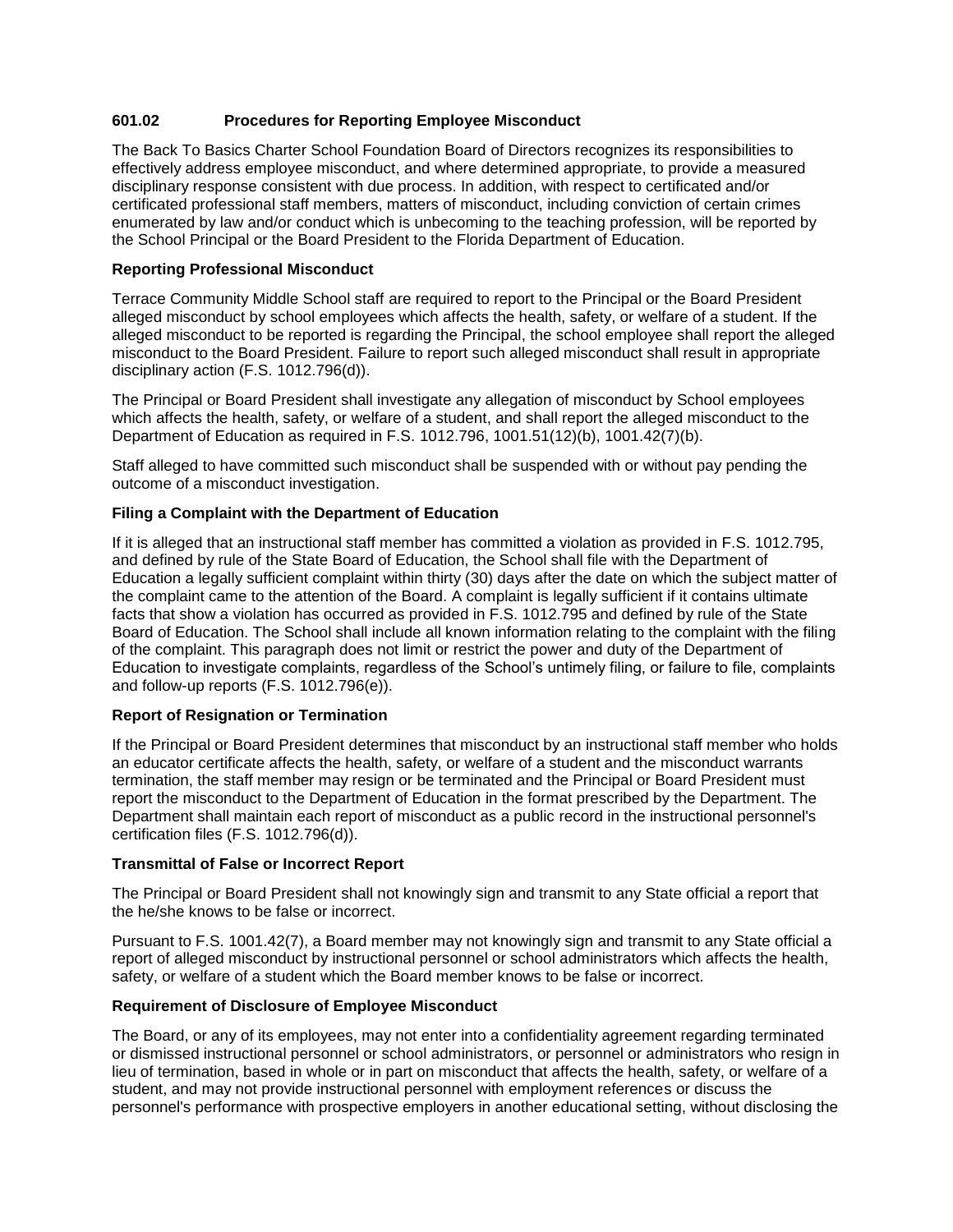## 601.02 Procedures for Reporting Employee Misconduct

The Back To Basics Charter School Foundation Board of Directors recognizes its responsibilities to effectively address employee misconduct, and where determined appropriate, to provide a measured disciplinary response consistent with due process. In addition, with respect to certificated and/or certificated professional staff members, matters of misconduct, including conviction of certain crimes enumerated by law and/or conduct which is unbecoming to the teaching profession, will be reported by the School Principal or the Board President to the Florida Department of Education.

**Reporting Professional Misconduct**

Terrace Community Middle School staff are required to report to the Principal or the Board President alleged misconduct by school employees which affects the health, safety, or welfare of a student. If the alleged misconduct to be reported is regarding the Principal, the school employee shall report the alleged misconduct to the Board President. Failure to report such alleged misconduct shall result in appropriate disciplinary action (F.S. 1012.796(d)).

The Principal or Board President shall investigate any allegation of misconduct by School employees which affects the health, safety, or welfare of a student, and shall report the alleged misconduct to the Department of Education as required in F.S. 1012.796, 1001.51(12)(b), 1001.42(7)(b).

Staff alleged to have committed such misconduct shall be suspended with or without pay pending the outcome of a misconduct investigation.

**Filing a Complaint with the Department of Education**

If it is alleged that an instructional staff member has committed a violation as provided in F.S. 1012.795, and defined by rule of the State Board of Education, the School shall file with the Department of Education a legally sufficient complaint within thirty (30) days after the date on which the subject matter of the complaint came to the attention of the Board. A complaint is legally sufficient if it contains ultimate facts that show a violation has occurred as provided in F.S. 1012.795 and defined by rule of the State Board of Education. The School shall include all known information relating to the complaint with the filing of the complaint. This paragraph does not limit or restrict the power and duty of the Department of Education to investigate complaints, regardless of the School's untimely filing, or failure to file, complaints and follow-up reports (F.S. 1012.796(e)).

**Report of Resignation or Termination**

If the Principal or Board President determines that misconduct by an instructional staff member who holds an educator certificate affects the health, safety, or welfare of a student and the misconduct warrants termination, the staff member may resign or be terminated and the Principal or Board President must report the misconduct to the Department of Education in the format prescribed by the Department. The Department shall maintain each report of misconduct as a public record in the instructional personnel's certification files (F.S. 1012.796(d)).

**Transmittal of False or Incorrect Report**

The Principal or Board President shall not knowingly sign and transmit to any State official a report that the he/she knows to be false or incorrect.

Pursuant to F.S. 1001.42(7), a Board member may not knowingly sign and transmit to any State official a report of alleged misconduct by instructional personnel or school administrators which affects the health, safety, or welfare of a student which the Board member knows to be false or incorrect.

**Requirement of Disclosure of Employee Misconduct**

The Board, or any of its employees, may not enter into a confidentiality agreement regarding terminated or dismissed instructional personnel or school administrators, or personnel or administrators who resign in lieu of termination, based in whole or in part on misconduct that affects the health, safety, or welfare of a student, and may not provide instructional personnel with employment references or discuss the personnel's performance with prospective employers in another educational setting, without disclosing the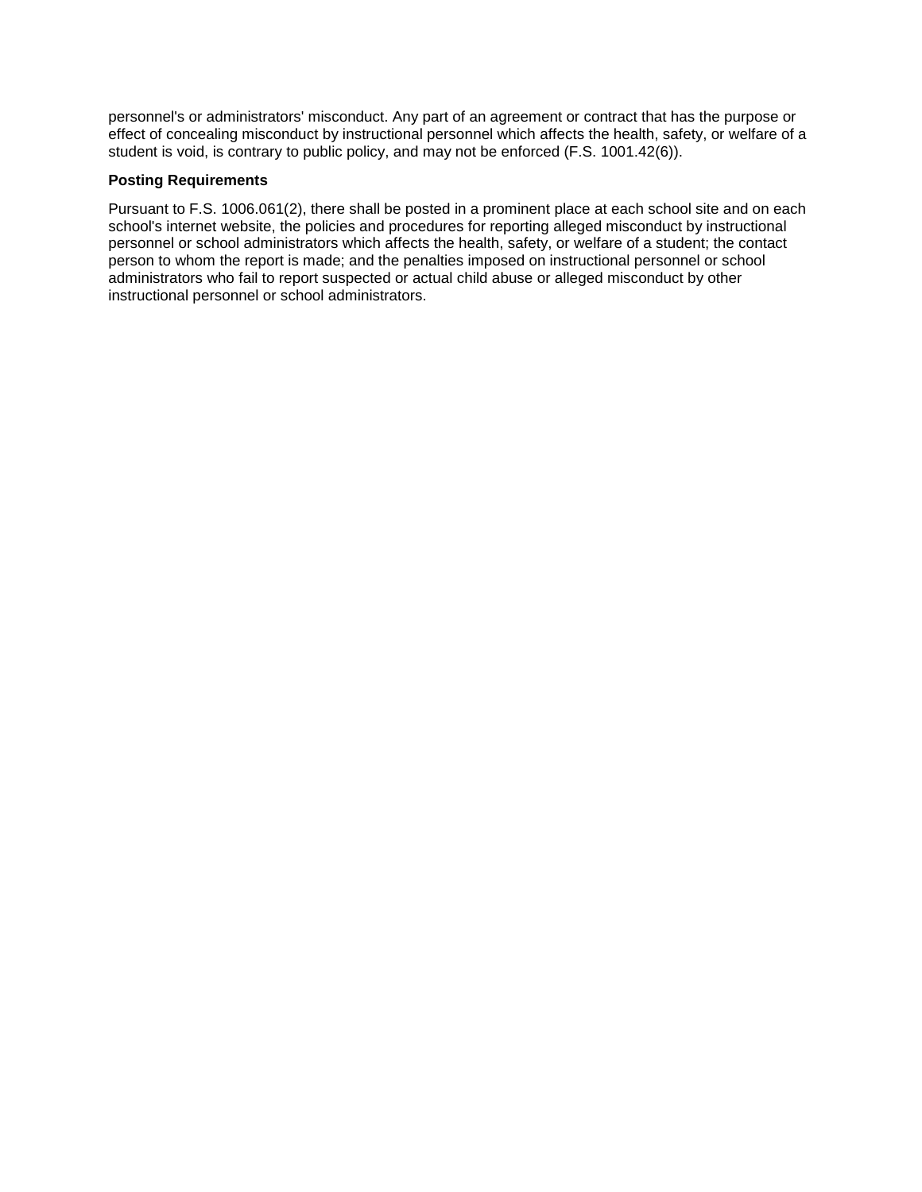personnel's or administrators' misconduct. Any part of an agreement or contract that has the purpose or effect of concealing misconduct by instructional personnel which affects the health, safety, or welfare of a student is void, is contrary to public policy, and may not be enforced (F.S. 1001.42(6)).

**Posting Requirements**

Pursuant to F.S. 1006.061(2), there shall be posted in a prominent place at each school site and on each school's internet website, the policies and procedures for reporting alleged misconduct by instructional personnel or school administrators which affects the health, safety, or welfare of a student; the contact person to whom the report is made; and the penalties imposed on instructional personnel or school administrators who fail to report suspected or actual child abuse or alleged misconduct by other instructional personnel or school administrators.